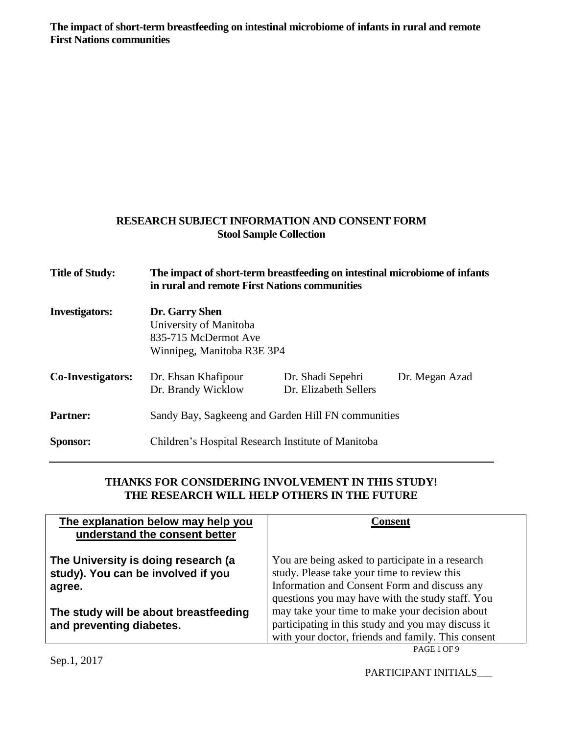**The impact of short-term breastfeeding on intestinal microbiome of infants in rural and remote First Nations communities**

## RESEARCH SUBJECT INFORMATION AND CONSENT FORM
## Stool Sample Collection

| | | | |
|---|---|---|---|
| **Title of Study:** | **The impact of short-term breastfeeding on intestinal microbiome of infants in rural and remote First Nations communities** | | |
| **Investigators:** | **Dr. Garry Shen**<br>University of Manitoba<br>835-715 McDermot Ave<br>Winnipeg, Manitoba R3E 3P4 | | |
| **Co-Investigators:** | Dr. Ehsan Khafipour<br>Dr. Brandy Wicklow | Dr. Shadi Sepehri<br>Dr. Elizabeth Sellers | Dr. Megan Azad |
| **Partner:** | Sandy Bay, Sagkeeng and Garden Hill FN communities | | |
| **Sponsor:** | Children's Hospital Research Institute of Manitoba | | |

---

**THANKS FOR CONSIDERING INVOLVEMENT IN THIS STUDY!**
**THE RESEARCH WILL HELP OTHERS IN THE FUTURE**

| The explanation below may help you understand the consent better | Consent |
|---|---|
| **The University is doing research (a study). You can be involved if you agree.**<br><br>**The study will be about breastfeeding and preventing diabetes.** | You are being asked to participate in a research study. Please take your time to review this Information and Consent Form and discuss any questions you may have with the study staff. You may take your time to make your decision about participating in this study and you may discuss it with your doctor, friends and family. This consent |

Sep.1, 2017

PARTICIPANT INITIALS___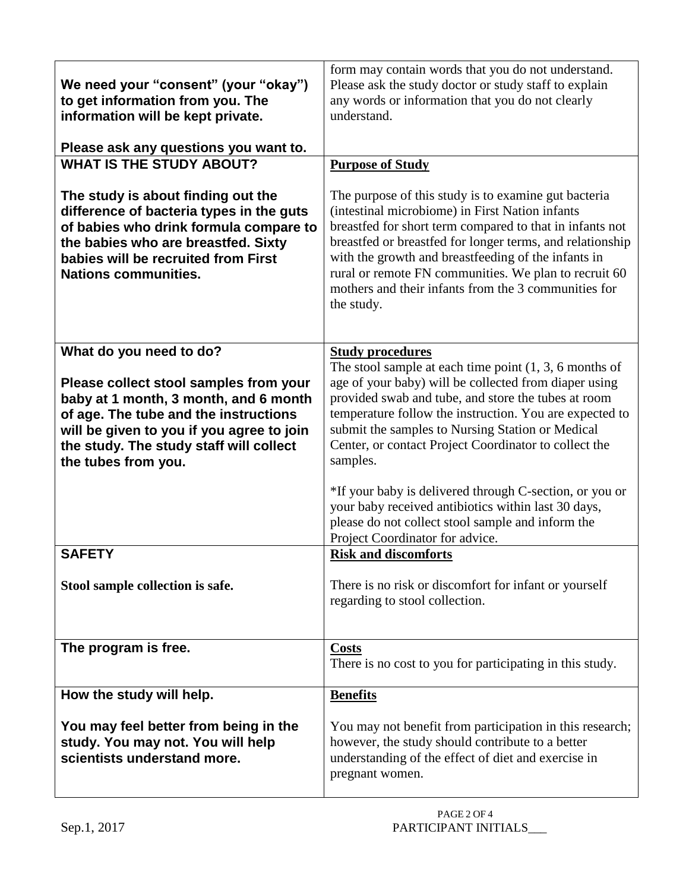| We need your "consent" (your "okay") to get information from you. The information will be kept private.<br><br>Please ask any questions you want to. | form may contain words that you do not understand. Please ask the study doctor or study staff to explain any words or information that you do not clearly understand. |
|---|---|
| **WHAT IS THE STUDY ABOUT?**<br><br>**The study is about finding out the difference of bacteria types in the guts of babies who drink formula compare to the babies who are breastfed. Sixty babies will be recruited from First Nations communities.** | **Purpose of Study**<br><br>The purpose of this study is to examine gut bacteria (intestinal microbiome) in First Nation infants breastfed for short term compared to that in infants not breastfed or breastfed for longer terms, and relationship with the growth and breastfeeding of the infants in rural or remote FN communities. We plan to recruit 60 mothers and their infants from the 3 communities for the study. |
| **What do you need to do?**<br><br>**Please collect stool samples from your baby at 1 month, 3 month, and 6 month of age. The tube and the instructions will be given to you if you agree to join the study. The study staff will collect the tubes from you.** | **Study procedures**<br>The stool sample at each time point (1, 3, 6 months of age of your baby) will be collected from diaper using provided swab and tube, and store the tubes at room temperature follow the instruction. You are expected to submit the samples to Nursing Station or Medical Center, or contact Project Coordinator to collect the samples.<br><br>*If your baby is delivered through C-section, or you or your baby received antibiotics within last 30 days, please do not collect stool sample and inform the Project Coordinator for advice. |
| **SAFETY**<br><br>**Stool sample collection is safe.** | **Risk and discomforts**<br><br>There is no risk or discomfort for infant or yourself regarding to stool collection. |
| **The program is free.** | **Costs**<br>There is no cost to you for participating in this study. |
| **How the study will help.**<br><br>**You may feel better from being in the study. You may not. You will help scientists understand more.** | **Benefits**<br><br>You may not benefit from participation in this research; however, the study should contribute to a better understanding of the effect of diet and exercise in pregnant women. |

Sep.1, 2017

PARTICIPANT INITIALS___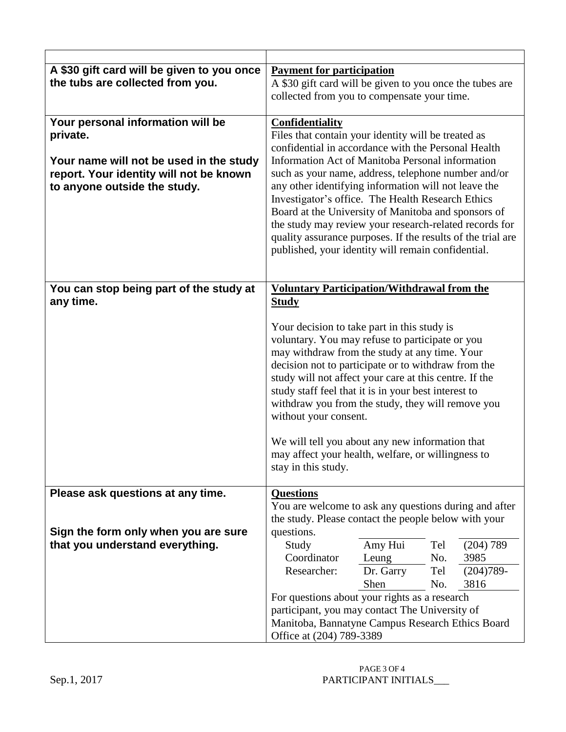| | |
|---|---|
| **A $30 gift card will be given to you once the tubs are collected from you.** | **Payment for participation**<br>A $30 gift card will be given to you once the tubes are collected from you to compensate your time. |
| **Your personal information will be private.**<br><br>**Your name will not be used in the study report. Your identity will not be known to anyone outside the study.** | **Confidentiality**<br>Files that contain your identity will be treated as confidential in accordance with the Personal Health Information Act of Manitoba Personal information such as your name, address, telephone number and/or any other identifying information will not leave the Investigator's office. The Health Research Ethics Board at the University of Manitoba and sponsors of the study may review your research-related records for quality assurance purposes. If the results of the trial are published, your identity will remain confidential. |
| **You can stop being part of the study at any time.** | **Voluntary Participation/Withdrawal from the Study**<br><br>Your decision to take part in this study is voluntary. You may refuse to participate or you may withdraw from the study at any time. Your decision not to participate or to withdraw from the study will not affect your care at this centre. If the study staff feel that it is in your best interest to withdraw you from the study, they will remove you without your consent.<br><br>We will tell you about any new information that may affect your health, welfare, or willingness to stay in this study. |
| **Please ask questions at any time.**<br><br>**Sign the form only when you are sure that you understand everything.** | **Questions**<br>You are welcome to ask any questions during and after the study. Please contact the people below with your questions.<br>Study Coordinator: Amy Hui Leung, Tel No. (204) 789 3985<br>Researcher: Dr. Garry Shen, Tel No. (204)789-3816<br>For questions about your rights as a research participant, you may contact The University of Manitoba, Bannatyne Campus Research Ethics Board Office at (204) 789-3389 |

Sep.1, 2017

PARTICIPANT INITIALS___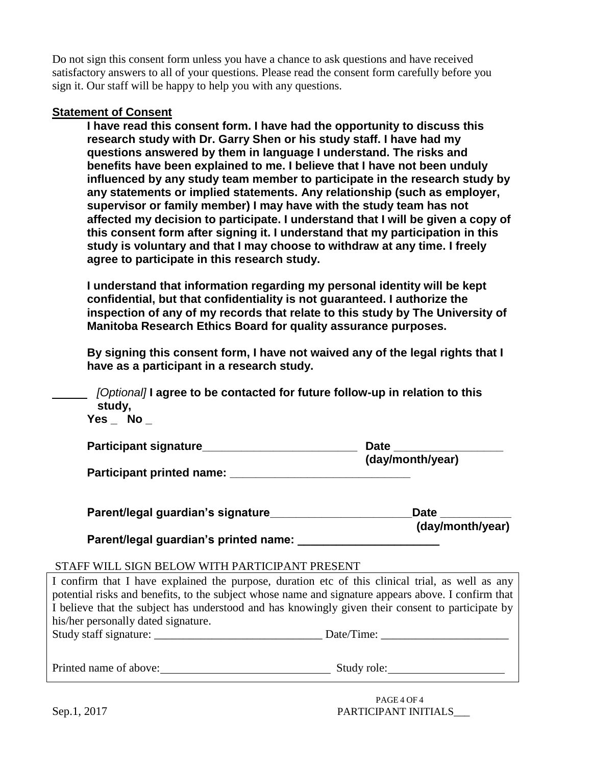Do not sign this consent form unless you have a chance to ask questions and have received satisfactory answers to all of your questions. Please read the consent form carefully before you sign it. Our staff will be happy to help you with any questions.

**Statement of Consent**

**I have read this consent form. I have had the opportunity to discuss this research study with Dr. Garry Shen or his study staff. I have had my questions answered by them in language I understand. The risks and benefits have been explained to me. I believe that I have not been unduly influenced by any study team member to participate in the research study by any statements or implied statements. Any relationship (such as employer, supervisor or family member) I may have with the study team has not affected my decision to participate. I understand that I will be given a copy of this consent form after signing it. I understand that my participation in this study is voluntary and that I may choose to withdraw at any time. I freely agree to participate in this research study.**

**I understand that information regarding my personal identity will be kept confidential, but that confidentiality is not guaranteed. I authorize the inspection of any of my records that relate to this study by The University of Manitoba Research Ethics Board for quality assurance purposes.**

**By signing this consent form, I have not waived any of the legal rights that I have as a participant in a research study.**

______ *[Optional]* **I agree to be contacted for future follow-up in relation to this study,**
**Yes _ No _**

**Participant signature_________________________ Date _________________ (day/month/year)**

**Participant printed name: ____________________________**

**Parent/legal guardian's signature_______________________Date ___________ (day/month/year)**

**Parent/legal guardian's printed name: _____________________**

STAFF WILL SIGN BELOW WITH PARTICIPANT PRESENT

I confirm that I have explained the purpose, duration etc of this clinical trial, as well as any potential risks and benefits, to the subject whose name and signature appears above. I confirm that I believe that the subject has understood and has knowingly given their consent to participate by his/her personally dated signature.

Study staff signature: _____________________________ Date/Time: ______________________

Printed name of above:_____________________________ Study role:____________________

Sep.1, 2017

PARTICIPANT INITIALS___